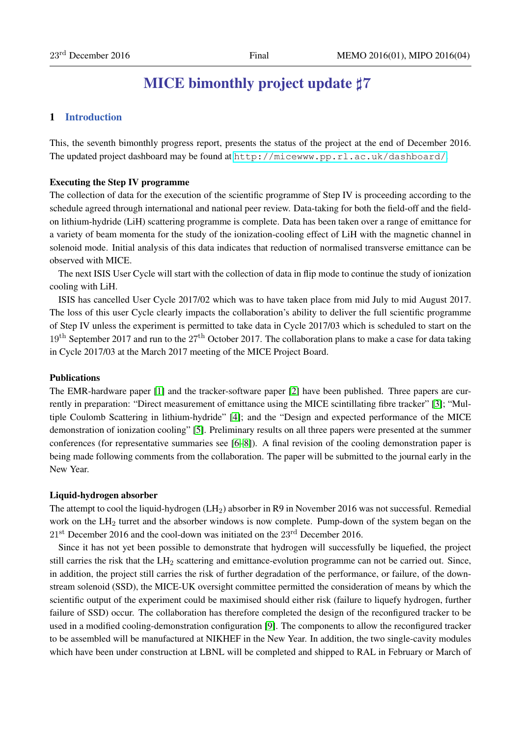# MICE bimonthly project update ♯7

## 1 Introduction

This, the seventh bimonthly progress report, presents the status of the project at the end of December 2016. The updated project dashboard may be found at http://micewww.pp.rl.ac.uk/dashboard/

**Executing the Step IV programme**

The collection of data for the execution of the scientific programme of Step IV is proceeding according to the schedule agreed through international and national peer review. Data-taking for both the field-off and the field-on lithium-hydride (LiH) scattering programme is complete. Data has been taken over a range of emittance for a variety of beam momenta for the study of the ionization-cooling effect of LiH with the magnetic channel in solenoid mode. Initial analysis of this data indicates that reduction of normalised transverse emittance can be observed with MICE.

The next ISIS User Cycle will start with the collection of data in flip mode to continue the study of ionization cooling with LiH.

ISIS has cancelled User Cycle 2017/02 which was to have taken place from mid July to mid August 2017. The loss of this user Cycle clearly impacts the collaboration's ability to deliver the full scientific programme of Step IV unless the experiment is permitted to take data in Cycle 2017/03 which is scheduled to start on the 19th September 2017 and run to the 27th October 2017. The collaboration plans to make a case for data taking in Cycle 2017/03 at the March 2017 meeting of the MICE Project Board.

**Publications**

The EMR-hardware paper [1] and the tracker-software paper [2] have been published. Three papers are currently in preparation: "Direct measurement of emittance using the MICE scintillating fibre tracker" [3]; "Multiple Coulomb Scattering in lithium-hydride" [4]; and the "Design and expected performance of the MICE demonstration of ionization cooling" [5]. Preliminary results on all three papers were presented at the summer conferences (for representative summaries see [6–8]). A final revision of the cooling demonstration paper is being made following comments from the collaboration. The paper will be submitted to the journal early in the New Year.

**Liquid-hydrogen absorber**

The attempt to cool the liquid-hydrogen ($LH_2$) absorber in R9 in November 2016 was not successful. Remedial work on the $LH_2$ turret and the absorber windows is now complete. Pump-down of the system began on the 21st December 2016 and the cool-down was initiated on the 23rd December 2016.

Since it has not yet been possible to demonstrate that hydrogen will successfully be liquefied, the project still carries the risk that the $LH_2$ scattering and emittance-evolution programme can not be carried out. Since, in addition, the project still carries the risk of further degradation of the performance, or failure, of the downstream solenoid (SSD), the MICE-UK oversight committee permitted the consideration of means by which the scientific output of the experiment could be maximised should either risk (failure to liquefy hydrogen, further failure of SSD) occur. The collaboration has therefore completed the design of the reconfigured tracker to be used in a modified cooling-demonstration configuration [9]. The components to allow the reconfigured tracker to be assembled will be manufactured at NIKHEF in the New Year. In addition, the two single-cavity modules which have been under construction at LBNL will be completed and shipped to RAL in February or March of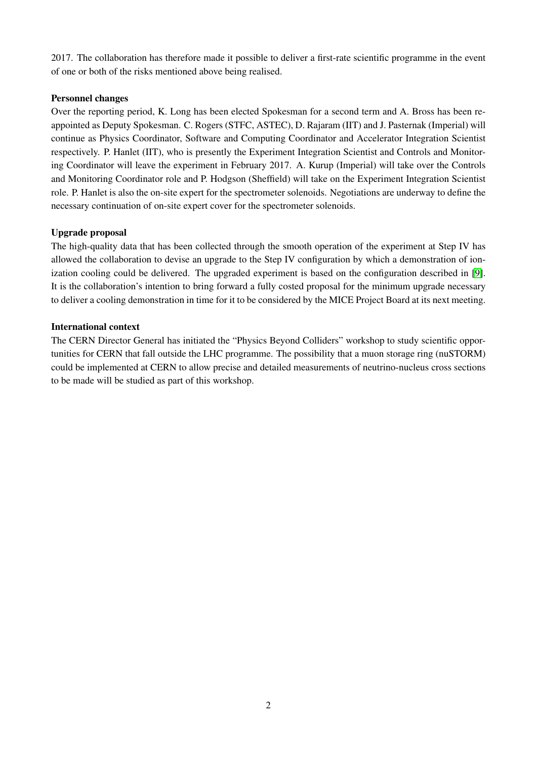2017. The collaboration has therefore made it possible to deliver a first-rate scientific programme in the event of one or both of the risks mentioned above being realised.

**Personnel changes**

Over the reporting period, K. Long has been elected Spokesman for a second term and A. Bross has been re-appointed as Deputy Spokesman. C. Rogers (STFC, ASTEC), D. Rajaram (IIT) and J. Pasternak (Imperial) will continue as Physics Coordinator, Software and Computing Coordinator and Accelerator Integration Scientist respectively. P. Hanlet (IIT), who is presently the Experiment Integration Scientist and Controls and Monitoring Coordinator will leave the experiment in February 2017. A. Kurup (Imperial) will take over the Controls and Monitoring Coordinator role and P. Hodgson (Sheffield) will take on the Experiment Integration Scientist role. P. Hanlet is also the on-site expert for the spectrometer solenoids. Negotiations are underway to define the necessary continuation of on-site expert cover for the spectrometer solenoids.

**Upgrade proposal**

The high-quality data that has been collected through the smooth operation of the experiment at Step IV has allowed the collaboration to devise an upgrade to the Step IV configuration by which a demonstration of ionization cooling could be delivered. The upgraded experiment is based on the configuration described in [9]. It is the collaboration's intention to bring forward a fully costed proposal for the minimum upgrade necessary to deliver a cooling demonstration in time for it to be considered by the MICE Project Board at its next meeting.

**International context**

The CERN Director General has initiated the "Physics Beyond Colliders" workshop to study scientific opportunities for CERN that fall outside the LHC programme. The possibility that a muon storage ring (nuSTORM) could be implemented at CERN to allow precise and detailed measurements of neutrino-nucleus cross sections to be made will be studied as part of this workshop.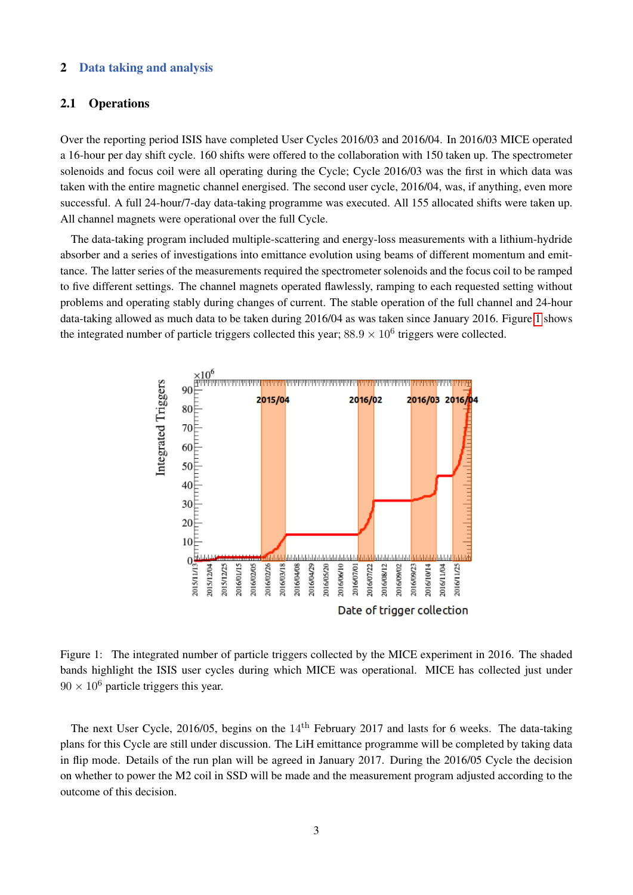## 2 Data taking and analysis

### 2.1 Operations

Over the reporting period ISIS have completed User Cycles 2016/03 and 2016/04. In 2016/03 MICE operated a 16-hour per day shift cycle. 160 shifts were offered to the collaboration with 150 taken up. The spectrometer solenoids and focus coil were all operating during the Cycle; Cycle 2016/03 was the first in which data was taken with the entire magnetic channel energised. The second user cycle, 2016/04, was, if anything, even more successful. A full 24-hour/7-day data-taking programme was executed. All 155 allocated shifts were taken up. All channel magnets were operational over the full Cycle.

The data-taking program included multiple-scattering and energy-loss measurements with a lithium-hydride absorber and a series of investigations into emittance evolution using beams of different momentum and emittance. The latter series of the measurements required the spectrometer solenoids and the focus coil to be ramped to five different settings. The channel magnets operated flawlessly, ramping to each requested setting without problems and operating stably during changes of current. The stable operation of the full channel and 24-hour data-taking allowed as much data to be taken during 2016/04 as was taken since January 2016. Figure 1 shows the integrated number of particle triggers collected this year; $88.9 \times 10^6$ triggers were collected.

Figure 1: The integrated number of particle triggers collected by the MICE experiment in 2016. The shaded bands highlight the ISIS user cycles during which MICE was operational. MICE has collected just under $90 \times 10^6$ particle triggers this year.

The next User Cycle, 2016/05, begins on the 14$^{\text{th}}$ February 2017 and lasts for 6 weeks. The data-taking plans for this Cycle are still under discussion. The LiH emittance programme will be completed by taking data in flip mode. Details of the run plan will be agreed in January 2017. During the 2016/05 Cycle the decision on whether to power the M2 coil in SSD will be made and the measurement program adjusted according to the outcome of this decision.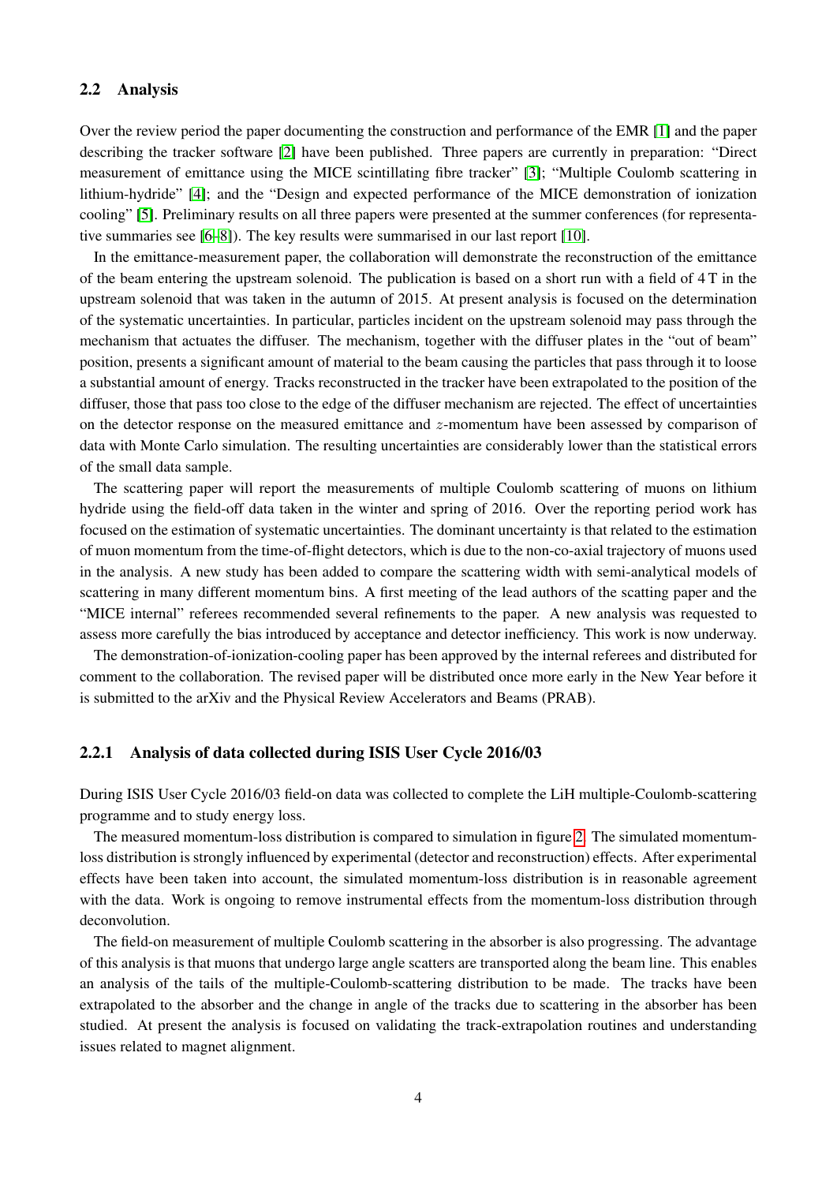## 2.2 Analysis

Over the review period the paper documenting the construction and performance of the EMR [1] and the paper describing the tracker software [2] have been published. Three papers are currently in preparation: "Direct measurement of emittance using the MICE scintillating fibre tracker" [3]; "Multiple Coulomb scattering in lithium-hydride" [4]; and the "Design and expected performance of the MICE demonstration of ionization cooling" [5]. Preliminary results on all three papers were presented at the summer conferences (for representative summaries see [6–8]). The key results were summarised in our last report [10].

In the emittance-measurement paper, the collaboration will demonstrate the reconstruction of the emittance of the beam entering the upstream solenoid. The publication is based on a short run with a field of 4 T in the upstream solenoid that was taken in the autumn of 2015. At present analysis is focused on the determination of the systematic uncertainties. In particular, particles incident on the upstream solenoid may pass through the mechanism that actuates the diffuser. The mechanism, together with the diffuser plates in the "out of beam" position, presents a significant amount of material to the beam causing the particles that pass through it to loose a substantial amount of energy. Tracks reconstructed in the tracker have been extrapolated to the position of the diffuser, those that pass too close to the edge of the diffuser mechanism are rejected. The effect of uncertainties on the detector response on the measured emittance and $z$-momentum have been assessed by comparison of data with Monte Carlo simulation. The resulting uncertainties are considerably lower than the statistical errors of the small data sample.

The scattering paper will report the measurements of multiple Coulomb scattering of muons on lithium hydride using the field-off data taken in the winter and spring of 2016. Over the reporting period work has focused on the estimation of systematic uncertainties. The dominant uncertainty is that related to the estimation of muon momentum from the time-of-flight detectors, which is due to the non-co-axial trajectory of muons used in the analysis. A new study has been added to compare the scattering width with semi-analytical models of scattering in many different momentum bins. A first meeting of the lead authors of the scatting paper and the "MICE internal" referees recommended several refinements to the paper. A new analysis was requested to assess more carefully the bias introduced by acceptance and detector inefficiency. This work is now underway.

The demonstration-of-ionization-cooling paper has been approved by the internal referees and distributed for comment to the collaboration. The revised paper will be distributed once more early in the New Year before it is submitted to the arXiv and the Physical Review Accelerators and Beams (PRAB).

### 2.2.1 Analysis of data collected during ISIS User Cycle 2016/03

During ISIS User Cycle 2016/03 field-on data was collected to complete the LiH multiple-Coulomb-scattering programme and to study energy loss.

The measured momentum-loss distribution is compared to simulation in figure 2. The simulated momentum-loss distribution is strongly influenced by experimental (detector and reconstruction) effects. After experimental effects have been taken into account, the simulated momentum-loss distribution is in reasonable agreement with the data. Work is ongoing to remove instrumental effects from the momentum-loss distribution through deconvolution.

The field-on measurement of multiple Coulomb scattering in the absorber is also progressing. The advantage of this analysis is that muons that undergo large angle scatters are transported along the beam line. This enables an analysis of the tails of the multiple-Coulomb-scattering distribution to be made. The tracks have been extrapolated to the absorber and the change in angle of the tracks due to scattering in the absorber has been studied. At present the analysis is focused on validating the track-extrapolation routines and understanding issues related to magnet alignment.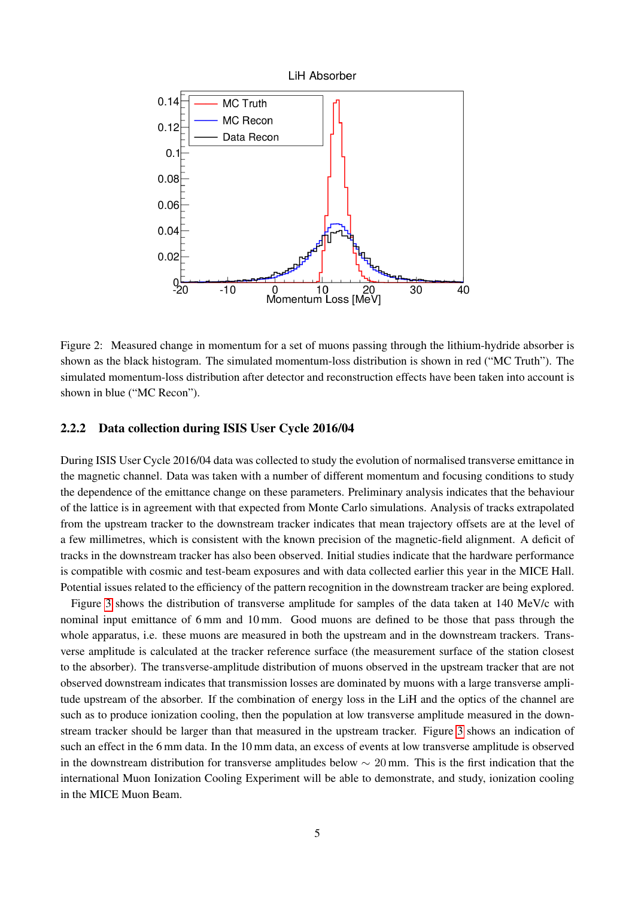Figure 2: Measured change in momentum for a set of muons passing through the lithium-hydride absorber is shown as the black histogram. The simulated momentum-loss distribution is shown in red ("MC Truth"). The simulated momentum-loss distribution after detector and reconstruction effects have been taken into account is shown in blue ("MC Recon").

#### 2.2.2 Data collection during ISIS User Cycle 2016/04

During ISIS User Cycle 2016/04 data was collected to study the evolution of normalised transverse emittance in the magnetic channel. Data was taken with a number of different momentum and focusing conditions to study the dependence of the emittance change on these parameters. Preliminary analysis indicates that the behaviour of the lattice is in agreement with that expected from Monte Carlo simulations. Analysis of tracks extrapolated from the upstream tracker to the downstream tracker indicates that mean trajectory offsets are at the level of a few millimetres, which is consistent with the known precision of the magnetic-field alignment. A deficit of tracks in the downstream tracker has also been observed. Initial studies indicate that the hardware performance is compatible with cosmic and test-beam exposures and with data collected earlier this year in the MICE Hall. Potential issues related to the efficiency of the pattern recognition in the downstream tracker are being explored.

Figure 3 shows the distribution of transverse amplitude for samples of the data taken at 140 MeV/c with nominal input emittance of 6 mm and 10 mm. Good muons are defined to be those that pass through the whole apparatus, i.e. these muons are measured in both the upstream and in the downstream trackers. Transverse amplitude is calculated at the tracker reference surface (the measurement surface of the station closest to the absorber). The transverse-amplitude distribution of muons observed in the upstream tracker that are not observed downstream indicates that transmission losses are dominated by muons with a large transverse amplitude upstream of the absorber. If the combination of energy loss in the LiH and the optics of the channel are such as to produce ionization cooling, then the population at low transverse amplitude measured in the downstream tracker should be larger than that measured in the upstream tracker. Figure 3 shows an indication of such an effect in the 6 mm data. In the 10 mm data, an excess of events at low transverse amplitude is observed in the downstream distribution for transverse amplitudes below $\sim 20$ mm. This is the first indication that the international Muon Ionization Cooling Experiment will be able to demonstrate, and study, ionization cooling in the MICE Muon Beam.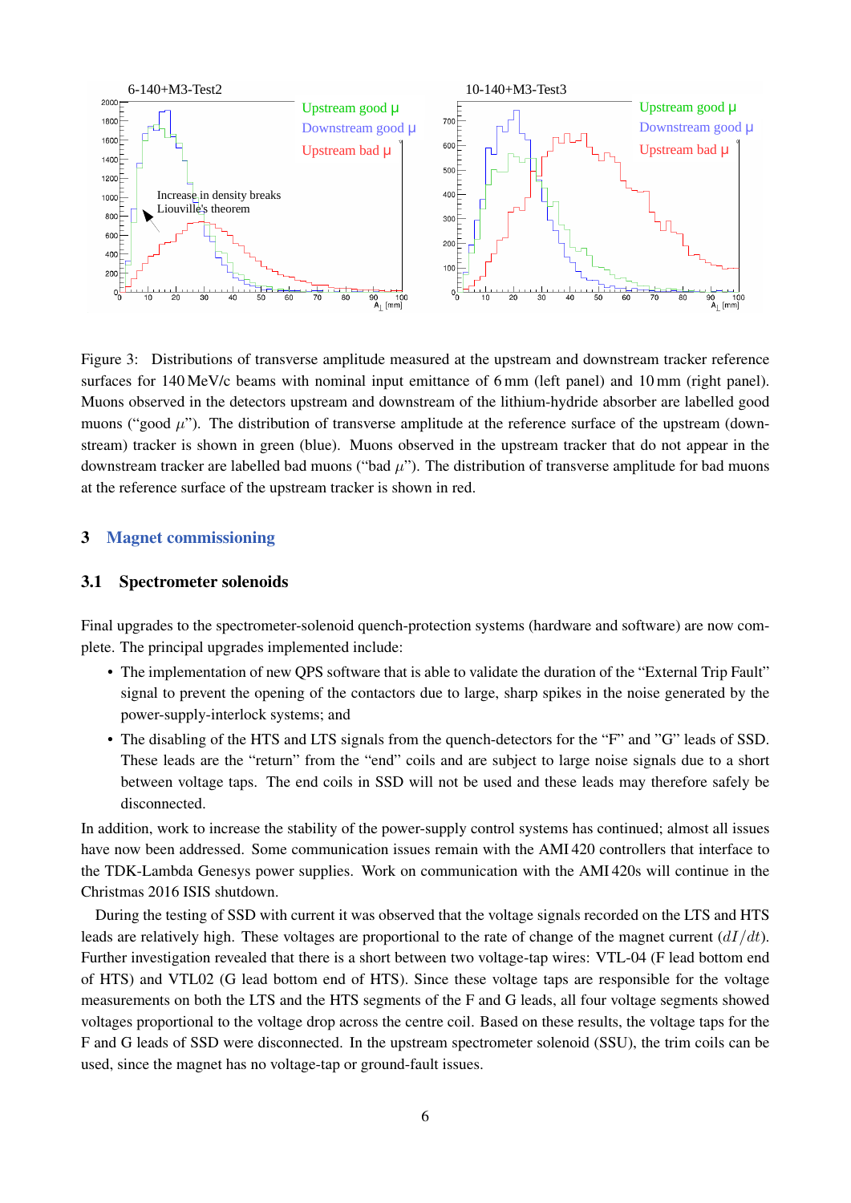Figure 3: Distributions of transverse amplitude measured at the upstream and downstream tracker reference surfaces for 140 MeV/c beams with nominal input emittance of 6 mm (left panel) and 10 mm (right panel). Muons observed in the detectors upstream and downstream of the lithium-hydride absorber are labelled good muons ("good $\mu$"). The distribution of transverse amplitude at the reference surface of the upstream (downstream) tracker is shown in green (blue). Muons observed in the upstream tracker that do not appear in the downstream tracker are labelled bad muons ("bad $\mu$"). The distribution of transverse amplitude for bad muons at the reference surface of the upstream tracker is shown in red.

# 3 Magnet commissioning

## 3.1 Spectrometer solenoids

Final upgrades to the spectrometer-solenoid quench-protection systems (hardware and software) are now complete. The principal upgrades implemented include:

- The implementation of new QPS software that is able to validate the duration of the "External Trip Fault" signal to prevent the opening of the contactors due to large, sharp spikes in the noise generated by the power-supply-interlock systems; and
- The disabling of the HTS and LTS signals from the quench-detectors for the "F" and "G" leads of SSD. These leads are the "return" from the "end" coils and are subject to large noise signals due to a short between voltage taps. The end coils in SSD will not be used and these leads may therefore safely be disconnected.

In addition, work to increase the stability of the power-supply control systems has continued; almost all issues have now been addressed. Some communication issues remain with the AMI 420 controllers that interface to the TDK-Lambda Genesys power supplies. Work on communication with the AMI 420s will continue in the Christmas 2016 ISIS shutdown.

During the testing of SSD with current it was observed that the voltage signals recorded on the LTS and HTS leads are relatively high. These voltages are proportional to the rate of change of the magnet current ($dI/dt$). Further investigation revealed that there is a short between two voltage-tap wires: VTL-04 (F lead bottom end of HTS) and VTL02 (G lead bottom end of HTS). Since these voltage taps are responsible for the voltage measurements on both the LTS and the HTS segments of the F and G leads, all four voltage segments showed voltages proportional to the voltage drop across the centre coil. Based on these results, the voltage taps for the F and G leads of SSD were disconnected. In the upstream spectrometer solenoid (SSU), the trim coils can be used, since the magnet has no voltage-tap or ground-fault issues.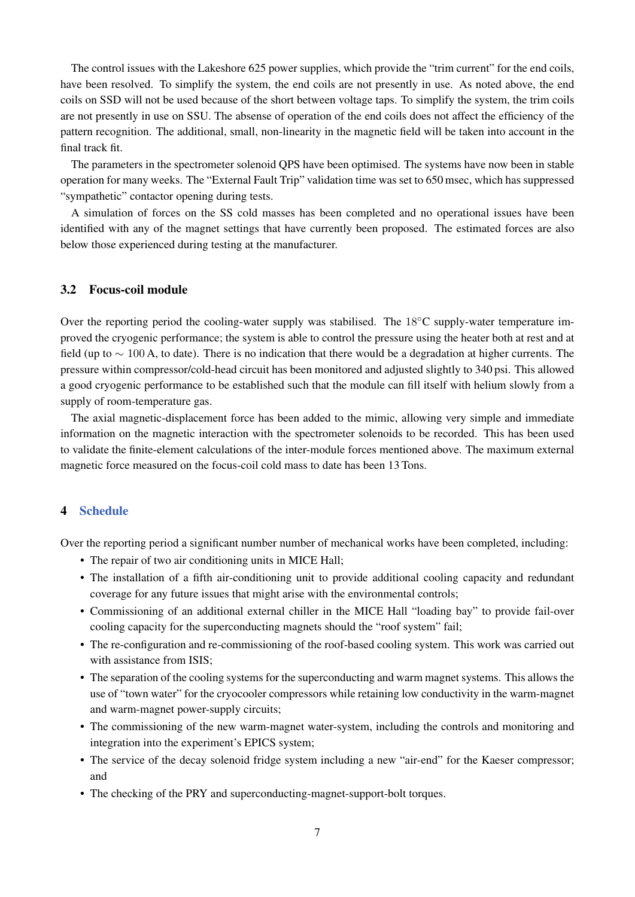The control issues with the Lakeshore 625 power supplies, which provide the "trim current" for the end coils, have been resolved. To simplify the system, the end coils are not presently in use. As noted above, the end coils on SSD will not be used because of the short between voltage taps. To simplify the system, the trim coils are not presently in use on SSU. The absense of operation of the end coils does not affect the efficiency of the pattern recognition. The additional, small, non-linearity in the magnetic field will be taken into account in the final track fit.

The parameters in the spectrometer solenoid QPS have been optimised. The systems have now been in stable operation for many weeks. The "External Fault Trip" validation time was set to 650 msec, which has suppressed "sympathetic" contactor opening during tests.

A simulation of forces on the SS cold masses has been completed and no operational issues have been identified with any of the magnet settings that have currently been proposed. The estimated forces are also below those experienced during testing at the manufacturer.

### 3.2 Focus-coil module

Over the reporting period the cooling-water supply was stabilised. The $18^{\circ}$C supply-water temperature improved the cryogenic performance; the system is able to control the pressure using the heater both at rest and at field (up to $\sim 100$ A, to date). There is no indication that there would be a degradation at higher currents. The pressure within compressor/cold-head circuit has been monitored and adjusted slightly to 340 psi. This allowed a good cryogenic performance to be established such that the module can fill itself with helium slowly from a supply of room-temperature gas.

The axial magnetic-displacement force has been added to the mimic, allowing very simple and immediate information on the magnetic interaction with the spectrometer solenoids to be recorded. This has been used to validate the finite-element calculations of the inter-module forces mentioned above. The maximum external magnetic force measured on the focus-coil cold mass to date has been 13 Tons.

## 4 Schedule

Over the reporting period a significant number number of mechanical works have been completed, including:

- The repair of two air conditioning units in MICE Hall;
- The installation of a fifth air-conditioning unit to provide additional cooling capacity and redundant coverage for any future issues that might arise with the environmental controls;
- Commissioning of an additional external chiller in the MICE Hall "loading bay" to provide fail-over cooling capacity for the superconducting magnets should the "roof system" fail;
- The re-configuration and re-commissioning of the roof-based cooling system. This work was carried out with assistance from ISIS;
- The separation of the cooling systems for the superconducting and warm magnet systems. This allows the use of "town water" for the cryocooler compressors while retaining low conductivity in the warm-magnet and warm-magnet power-supply circuits;
- The commissioning of the new warm-magnet water-system, including the controls and monitoring and integration into the experiment's EPICS system;
- The service of the decay solenoid fridge system including a new "air-end" for the Kaeser compressor; and
- The checking of the PRY and superconducting-magnet-support-bolt torques.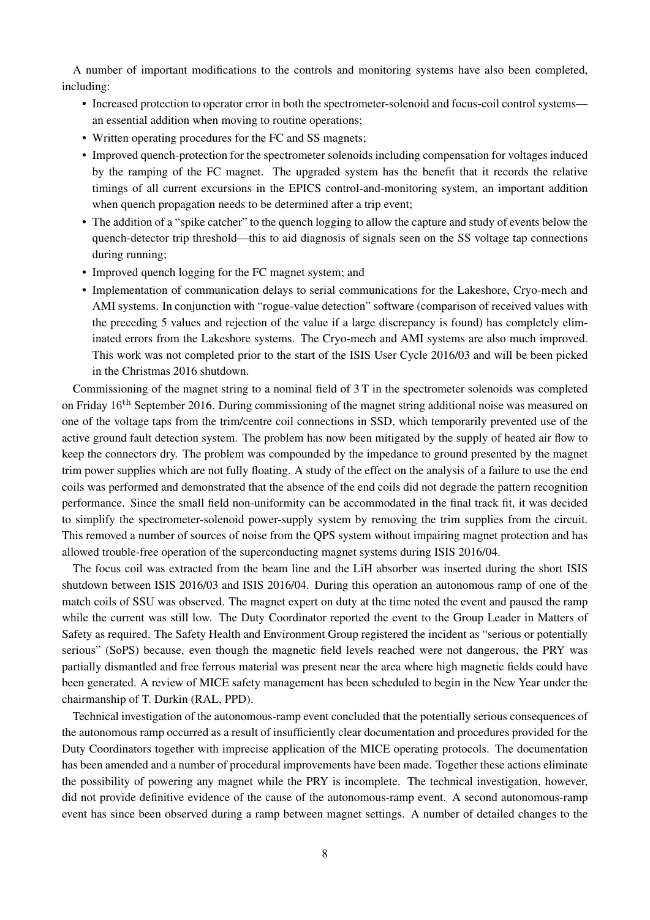A number of important modifications to the controls and monitoring systems have also been completed, including:

- Increased protection to operator error in both the spectrometer-solenoid and focus-coil control systems—an essential addition when moving to routine operations;
- Written operating procedures for the FC and SS magnets;
- Improved quench-protection for the spectrometer solenoids including compensation for voltages induced by the ramping of the FC magnet. The upgraded system has the benefit that it records the relative timings of all current excursions in the EPICS control-and-monitoring system, an important addition when quench propagation needs to be determined after a trip event;
- The addition of a "spike catcher" to the quench logging to allow the capture and study of events below the quench-detector trip threshold—this to aid diagnosis of signals seen on the SS voltage tap connections during running;
- Improved quench logging for the FC magnet system; and
- Implementation of communication delays to serial communications for the Lakeshore, Cryo-mech and AMI systems. In conjunction with "rogue-value detection" software (comparison of received values with the preceding 5 values and rejection of the value if a large discrepancy is found) has completely eliminated errors from the Lakeshore systems. The Cryo-mech and AMI systems are also much improved. This work was not completed prior to the start of the ISIS User Cycle 2016/03 and will be been picked in the Christmas 2016 shutdown.

Commissioning of the magnet string to a nominal field of 3 T in the spectrometer solenoids was completed on Friday 16th September 2016. During commissioning of the magnet string additional noise was measured on one of the voltage taps from the trim/centre coil connections in SSD, which temporarily prevented use of the active ground fault detection system. The problem has now been mitigated by the supply of heated air flow to keep the connectors dry. The problem was compounded by the impedance to ground presented by the magnet trim power supplies which are not fully floating. A study of the effect on the analysis of a failure to use the end coils was performed and demonstrated that the absence of the end coils did not degrade the pattern recognition performance. Since the small field non-uniformity can be accommodated in the final track fit, it was decided to simplify the spectrometer-solenoid power-supply system by removing the trim supplies from the circuit. This removed a number of sources of noise from the QPS system without impairing magnet protection and has allowed trouble-free operation of the superconducting magnet systems during ISIS 2016/04.

The focus coil was extracted from the beam line and the LiH absorber was inserted during the short ISIS shutdown between ISIS 2016/03 and ISIS 2016/04. During this operation an autonomous ramp of one of the match coils of SSU was observed. The magnet expert on duty at the time noted the event and paused the ramp while the current was still low. The Duty Coordinator reported the event to the Group Leader in Matters of Safety as required. The Safety Health and Environment Group registered the incident as "serious or potentially serious" (SoPS) because, even though the magnetic field levels reached were not dangerous, the PRY was partially dismantled and free ferrous material was present near the area where high magnetic fields could have been generated. A review of MICE safety management has been scheduled to begin in the New Year under the chairmanship of T. Durkin (RAL, PPD).

Technical investigation of the autonomous-ramp event concluded that the potentially serious consequences of the autonomous ramp occurred as a result of insufficiently clear documentation and procedures provided for the Duty Coordinators together with imprecise application of the MICE operating protocols. The documentation has been amended and a number of procedural improvements have been made. Together these actions eliminate the possibility of powering any magnet while the PRY is incomplete. The technical investigation, however, did not provide definitive evidence of the cause of the autonomous-ramp event. A second autonomous-ramp event has since been observed during a ramp between magnet settings. A number of detailed changes to the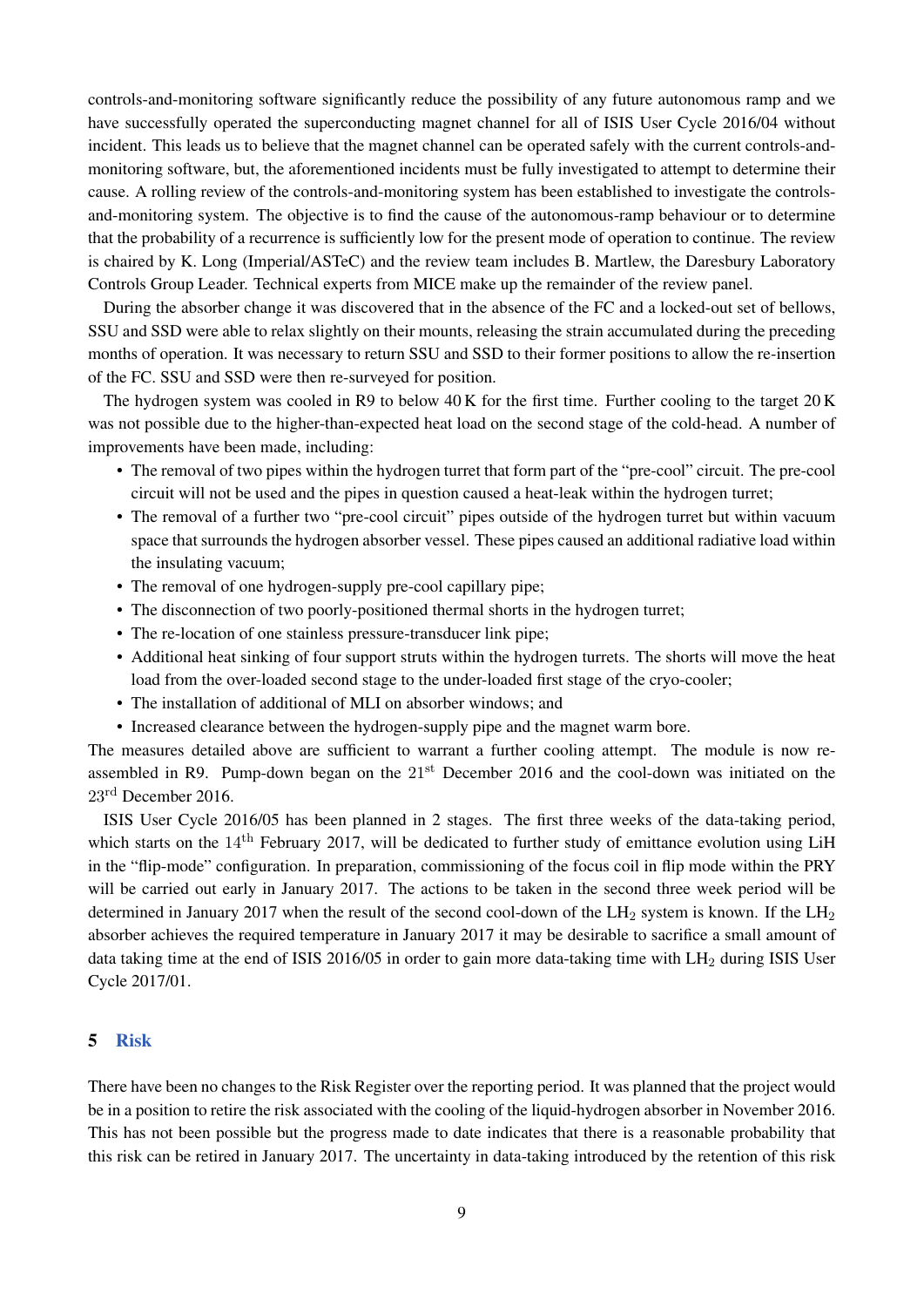controls-and-monitoring software significantly reduce the possibility of any future autonomous ramp and we have successfully operated the superconducting magnet channel for all of ISIS User Cycle 2016/04 without incident. This leads us to believe that the magnet channel can be operated safely with the current controls-and-monitoring software, but, the aforementioned incidents must be fully investigated to attempt to determine their cause. A rolling review of the controls-and-monitoring system has been established to investigate the controls-and-monitoring system. The objective is to find the cause of the autonomous-ramp behaviour or to determine that the probability of a recurrence is sufficiently low for the present mode of operation to continue. The review is chaired by K. Long (Imperial/ASTeC) and the review team includes B. Martlew, the Daresbury Laboratory Controls Group Leader. Technical experts from MICE make up the remainder of the review panel.

During the absorber change it was discovered that in the absence of the FC and a locked-out set of bellows, SSU and SSD were able to relax slightly on their mounts, releasing the strain accumulated during the preceding months of operation. It was necessary to return SSU and SSD to their former positions to allow the re-insertion of the FC. SSU and SSD were then re-surveyed for position.

The hydrogen system was cooled in R9 to below 40 K for the first time. Further cooling to the target 20 K was not possible due to the higher-than-expected heat load on the second stage of the cold-head. A number of improvements have been made, including:

- The removal of two pipes within the hydrogen turret that form part of the "pre-cool" circuit. The pre-cool circuit will not be used and the pipes in question caused a heat-leak within the hydrogen turret;
- The removal of a further two "pre-cool circuit" pipes outside of the hydrogen turret but within vacuum space that surrounds the hydrogen absorber vessel. These pipes caused an additional radiative load within the insulating vacuum;
- The removal of one hydrogen-supply pre-cool capillary pipe;
- The disconnection of two poorly-positioned thermal shorts in the hydrogen turret;
- The re-location of one stainless pressure-transducer link pipe;
- Additional heat sinking of four support struts within the hydrogen turrets. The shorts will move the heat load from the over-loaded second stage to the under-loaded first stage of the cryo-cooler;
- The installation of additional of MLI on absorber windows; and
- Increased clearance between the hydrogen-supply pipe and the magnet warm bore.

The measures detailed above are sufficient to warrant a further cooling attempt. The module is now re-assembled in R9. Pump-down began on the 21$^{st}$ December 2016 and the cool-down was initiated on the 23$^{rd}$ December 2016.

ISIS User Cycle 2016/05 has been planned in 2 stages. The first three weeks of the data-taking period, which starts on the 14$^{th}$ February 2017, will be dedicated to further study of emittance evolution using LiH in the "flip-mode" configuration. In preparation, commissioning of the focus coil in flip mode within the PRY will be carried out early in January 2017. The actions to be taken in the second three week period will be determined in January 2017 when the result of the second cool-down of the $LH_2$ system is known. If the $LH_2$ absorber achieves the required temperature in January 2017 it may be desirable to sacrifice a small amount of data taking time at the end of ISIS 2016/05 in order to gain more data-taking time with $LH_2$ during ISIS User Cycle 2017/01.

## 5 Risk

There have been no changes to the Risk Register over the reporting period. It was planned that the project would be in a position to retire the risk associated with the cooling of the liquid-hydrogen absorber in November 2016. This has not been possible but the progress made to date indicates that there is a reasonable probability that this risk can be retired in January 2017. The uncertainty in data-taking introduced by the retention of this risk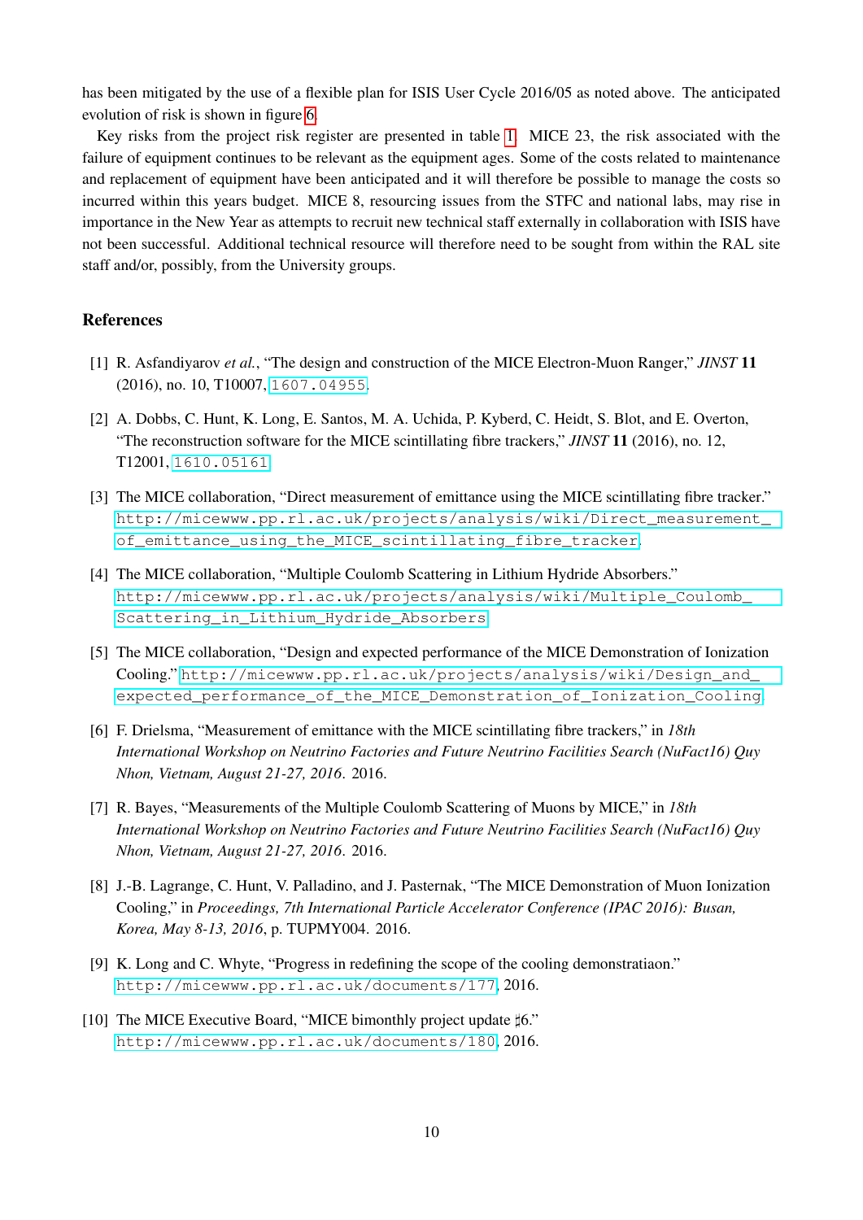has been mitigated by the use of a flexible plan for ISIS User Cycle 2016/05 as noted above. The anticipated evolution of risk is shown in figure 6.

Key risks from the project risk register are presented in table 1. MICE 23, the risk associated with the failure of equipment continues to be relevant as the equipment ages. Some of the costs related to maintenance and replacement of equipment have been anticipated and it will therefore be possible to manage the costs so incurred within this years budget. MICE 8, resourcing issues from the STFC and national labs, may rise in importance in the New Year as attempts to recruit new technical staff externally in collaboration with ISIS have not been successful. Additional technical resource will therefore need to be sought from within the RAL site staff and/or, possibly, from the University groups.

## References

[1] R. Asfandiyarov *et al.*, "The design and construction of the MICE Electron-Muon Ranger," *JINST* **11** (2016), no. 10, T10007, 1607.04955.

[2] A. Dobbs, C. Hunt, K. Long, E. Santos, M. A. Uchida, P. Kyberd, C. Heidt, S. Blot, and E. Overton, "The reconstruction software for the MICE scintillating fibre trackers," *JINST* **11** (2016), no. 12, T12001, 1610.05161.

[3] The MICE collaboration, "Direct measurement of emittance using the MICE scintillating fibre tracker." http://micewww.pp.rl.ac.uk/projects/analysis/wiki/Direct_measurement_of_emittance_using_the_MICE_scintillating_fibre_tracker.

[4] The MICE collaboration, "Multiple Coulomb Scattering in Lithium Hydride Absorbers." http://micewww.pp.rl.ac.uk/projects/analysis/wiki/Multiple_Coulomb_Scattering_in_Lithium_Hydride_Absorbers.

[5] The MICE collaboration, "Design and expected performance of the MICE Demonstration of Ionization Cooling." http://micewww.pp.rl.ac.uk/projects/analysis/wiki/Design_and_expected_performance_of_the_MICE_Demonstration_of_Ionization_Cooling.

[6] F. Drielsma, "Measurement of emittance with the MICE scintillating fibre trackers," in *18th International Workshop on Neutrino Factories and Future Neutrino Facilities Search (NuFact16) Quy Nhon, Vietnam, August 21-27, 2016*. 2016.

[7] R. Bayes, "Measurements of the Multiple Coulomb Scattering of Muons by MICE," in *18th International Workshop on Neutrino Factories and Future Neutrino Facilities Search (NuFact16) Quy Nhon, Vietnam, August 21-27, 2016*. 2016.

[8] J.-B. Lagrange, C. Hunt, V. Palladino, and J. Pasternak, "The MICE Demonstration of Muon Ionization Cooling," in *Proceedings, 7th International Particle Accelerator Conference (IPAC 2016): Busan, Korea, May 8-13, 2016*, p. TUPMY004. 2016.

[9] K. Long and C. Whyte, "Progress in redefining the scope of the cooling demonstratiaon." http://micewww.pp.rl.ac.uk/documents/177, 2016.

[10] The MICE Executive Board, "MICE bimonthly project update ♯6." http://micewww.pp.rl.ac.uk/documents/180, 2016.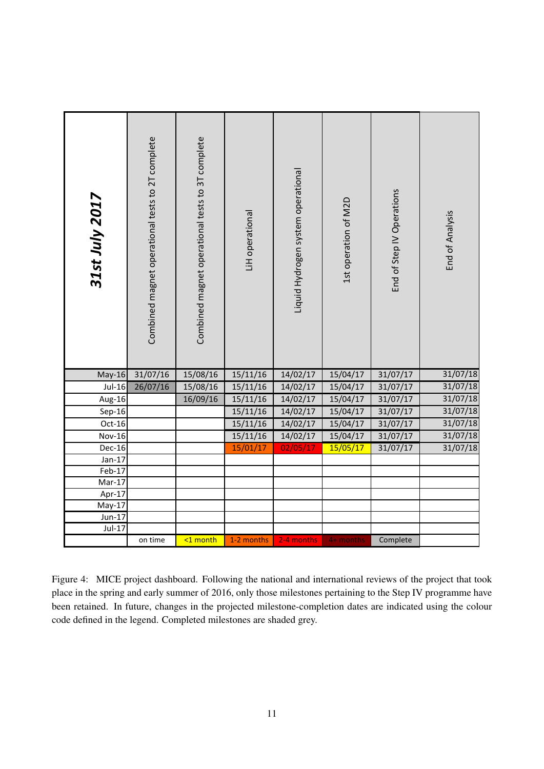| 31st July 2017 | Combined magnet operational tests to 2T complete | Combined magnet operational tests to 3T complete | LiH operational | Liquid Hydrogen system operational | 1st operation of M2D | End of Step IV Operations | End of Analysis |
|---|---|---|---|---|---|---|---|
| May-16 | 31/07/16 | 15/08/16 | 15/11/16 | 14/02/17 | 15/04/17 | 31/07/17 | 31/07/18 |
| Jul-16 | 26/07/16 | 15/08/16 | 15/11/16 | 14/02/17 | 15/04/17 | 31/07/17 | 31/07/18 |
| Aug-16 | | 16/09/16 | 15/11/16 | 14/02/17 | 15/04/17 | 31/07/17 | 31/07/18 |
| Sep-16 | | | 15/11/16 | 14/02/17 | 15/04/17 | 31/07/17 | 31/07/18 |
| Oct-16 | | | 15/11/16 | 14/02/17 | 15/04/17 | 31/07/17 | 31/07/18 |
| Nov-16 | | | 15/11/16 | 14/02/17 | 15/04/17 | 31/07/17 | 31/07/18 |
| Dec-16 | | | 15/01/17 | 02/05/17 | 15/05/17 | 31/07/17 | 31/07/18 |
| Jan-17 | | | | | | | |
| Feb-17 | | | | | | | |
| Mar-17 | | | | | | | |
| Apr-17 | | | | | | | |
| May-17 | | | | | | | |
| Jun-17 | | | | | | | |
| Jul-17 | | | | | | | |
| | on time | <1 month | 1-2 months | 2-4 months | 4+ months | Complete | |

Figure 4: MICE project dashboard. Following the national and international reviews of the project that took place in the spring and early summer of 2016, only those milestones pertaining to the Step IV programme have been retained. In future, changes in the projected milestone-completion dates are indicated using the colour code defined in the legend. Completed milestones are shaded grey.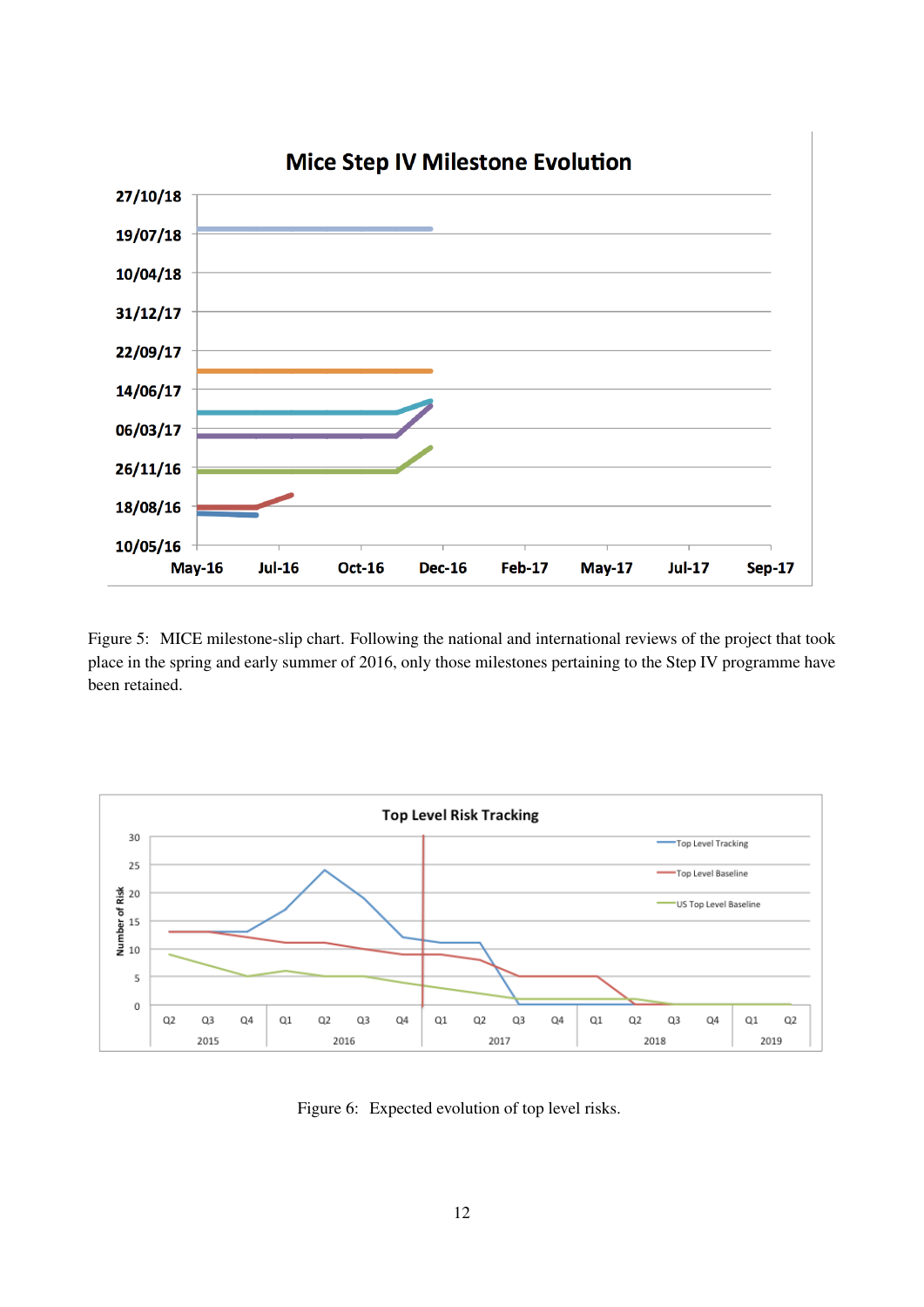Figure 5: MICE milestone-slip chart. Following the national and international reviews of the project that took place in the spring and early summer of 2016, only those milestones pertaining to the Step IV programme have been retained.

Figure 6: Expected evolution of top level risks.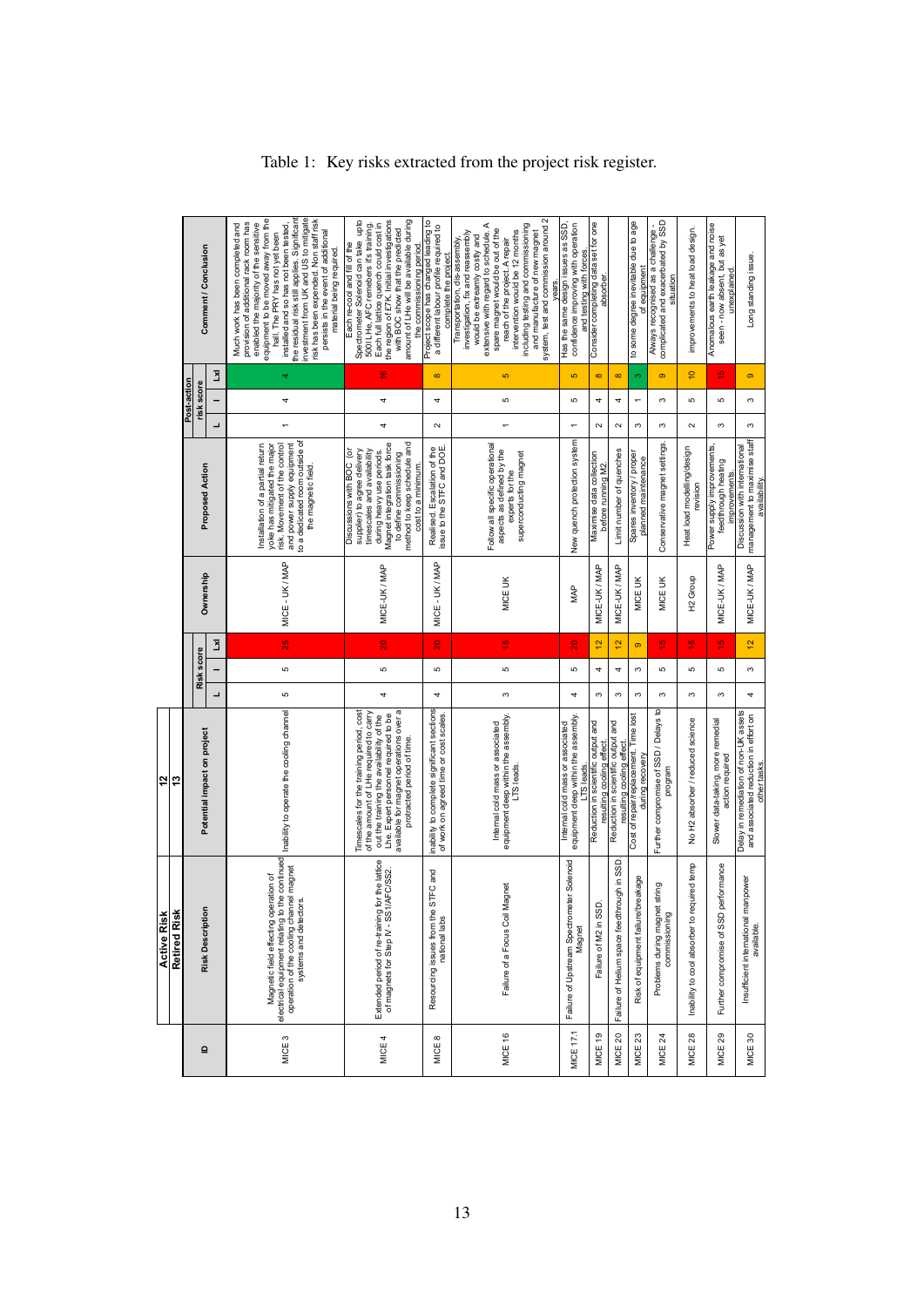Table 1: Key risks extracted from the project risk register.

| | |
|---|---|
| Active Risk | 12 |
| Retired Risk | 13 |

| ID | Risk Description | Potential impact on project | Risk score L | Risk score I | Risk score LxI | Ownership | Proposed Action | Post-action risk score L | Post-action risk score I | Post-action risk score LxI | Comment / Conclusion |
|---|---|---|---|---|---|---|---|---|---|---|---|
| MICE 3 | Magnetic field effecting operation of electrical equipment relating to the continued operation of the cooling channel magnet systems and detectors. | Inability to operate the cooling channel | 5 | 5 | 25 | MICE - UK / MAP | Installation of a partial return yoke has mitigated the major risk. Movement of the control and power supply equipment to a dedicated room outside of the magnetic field. | 1 | 4 | 4 | Much work has been completed and provision of additional rack room has enabled the majority of the sensitive equipment to be moved away from the hall. The PRY has not yet been installed and so has not been tested, the residual risk still applies. Significant investment from UK and US to mitigate risk has been expended. Non staff risk persists in the event of additional material being required. |
| MICE 4 | Extended period of re-training for the lattice of magnets for Step IV - SS1/AFC/SS2. | Timescales for the training period, cost of the amount of LHe required to carry out the training the availability of the LHe. Expert personnel required to be available for magnet operations over a protracted period of time. | 4 | 5 | 20 | MICE-UK / MAP | Discussions with BOC (or supplier) to agree delivery timescales and availability during heavy use periods. Magnet integration task force to define commissioning method to keep schedule and cost to a minimum. | 4 | 4 | 16 | Each re-cool and fill of the Spectrometer Solenoid can take upto 500 l LHe, AFC remebers it's training. Each full lattice quench could cost in the region of £7K. Initial investigations with BOC show that the predicted amount of LHe will be available during the commissioning period. |
| MICE 8 | Resourcing issues from the STFC and national labs | Inability to complete significant sections of work on agreed time or cost scales. | 4 | 5 | 20 | MICE - UK / MAP | Realised. Escalation of the issue to the STFC and DOE. | 2 | 4 | 8 | Project scope has changed leading to a different labour profile required to complete the project. |
| MICE 16 | Failure of a Focus Coil Magnet | Internal cold mass or associated equipment deep within the assembly. LTS leads. | 3 | 5 | 15 | MICE UK | Follow all specific operational aspects as defined by the experts for the superconducting magnet | 1 | 5 | 5 | Transportation, dis-assembly, investigation, fix and reassembly would be extremely costly and extensive with regard to schedule. A spare magnet would be out of the reach of the project. A repair intervention would be 12 months including testing and commissioning and manufacture of new magnet system, test and commission around 2 years. |
| MICE 17.1 | Failure of Upstream Spectrometer Solenoid Magnet | Internal cold mass or associated equipment deep within the assembly. LTS leads. | 4 | 5 | 20 | MAP | New quench protection system | 1 | 5 | 5 | Has the same design issues as SSD, confidence improving with operation and testing with forces. |
| MICE 19 | Failure of M2 in SSD. | Reduction in scientific output and resulting cooling effect. | 3 | 4 | 12 | MICE-UK / MAP | Maximise data collection before running M2. | 2 | 4 | 8 | Consider completing data set for one absorber. |
| MICE 20 | Failure of Helium space feedthrough in SSD. | Reduction in scientific output and resulting cooling effect. | 3 | 4 | 12 | MICE-UK / MAP | Limit number of quenches | 2 | 4 | 8 | |
| MICE 23 | Risk of equipment failure/breakage | Cost of repair/replacement. Time lost during recovery. | 3 | 3 | 9 | MICE UK | Spares inventory / proper planned maintenance | 3 | 1 | 3 | to some degree inevitable due to age of equipment |
| MICE 24 | Problems during magnet string commissioning | Further compromise of SSD / Delays to program | 3 | 5 | 15 | MICE UK | Conservative magnet settings. | 3 | 3 | 9 | Always recognised as a challenge - complicated and exacerbated by SSD situation |
| MICE 28 | Inability to cool absorber to required temp | No H2 absorber / reduced science | 3 | 5 | 15 | H2 Group | Heat load modelling/design revision | 2 | 5 | 10 | improvements to heat load design. |
| MICE 29 | Further compromise of SSD performance | Slower data-taking, more remedial action required | 3 | 5 | 15 | MICE-UK / MAP | Power supply improvements, feedthrough heating improvements. | 3 | 5 | 15 | Anomalous earth leakage and noise seen - now absent, but as yet unexplained. |
| MICE 30 | Insufficient international manpower available. | Delay in remediation of non-UK assets and associated reduction in effort on other tasks. | 4 | 3 | 12 | MICE-UK / MAP | Discussion with international management to maximise staff availability. | 3 | 3 | 9 | Long standing issue. |